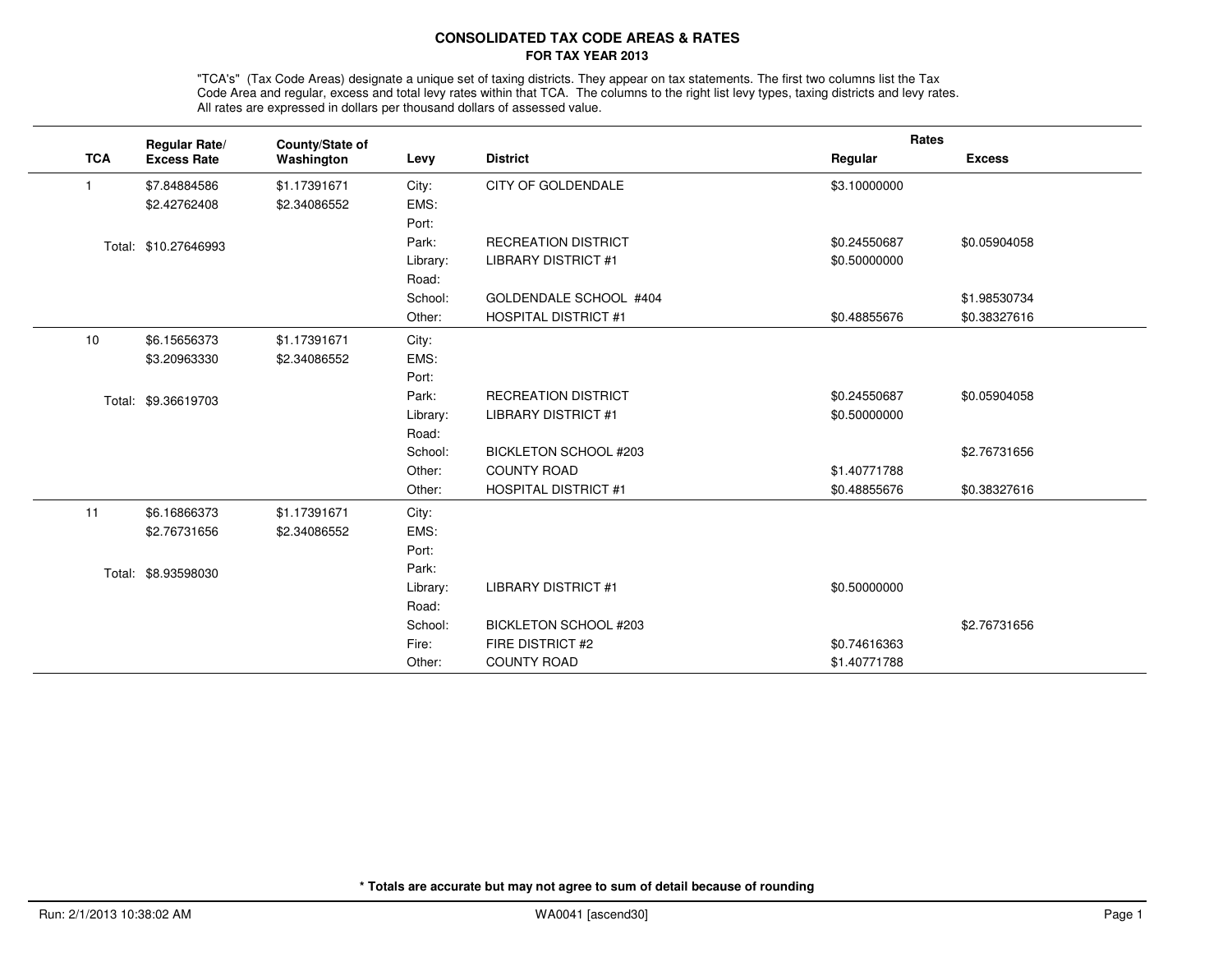# CONSOLIDATED TAX CODE AREAS & RATES

## FOR TAX YEAR 2013

"TCA's" (Tax Code Areas) designate a unique set of taxing districts. They appear on tax statements. The first two columns list the Tax Code Area and regular, excess and total levy rates within that TCA. The columns to the right list levy types, taxing districts and levy rates. All rates are expressed in dollars per thousand dollars of assessed value.

| TCA | Regular Rate/ Excess Rate | County/State of Washington | Levy | District | Rates Regular | Rates Excess |
|---|---|---|---|---|---|---|
| 1 | $7.84884586 | $1.17391671 | City: | CITY OF GOLDENDALE | $3.10000000 | |
| | $2.42762408 | $2.34086552 | EMS: | | | |
| | | | Port: | | | |
| | Total: $10.27646993 | | Park: | RECREATION DISTRICT | $0.24550687 | $0.05904058 |
| | | | Library: | LIBRARY DISTRICT #1 | $0.50000000 | |
| | | | Road: | | | |
| | | | School: | GOLDENDALE SCHOOL #404 | | $1.98530734 |
| | | | Other: | HOSPITAL DISTRICT #1 | $0.48855676 | $0.38327616 |
| 10 | $6.15656373 | $1.17391671 | City: | | | |
| | $3.20963330 | $2.34086552 | EMS: | | | |
| | | | Port: | | | |
| | Total: $9.36619703 | | Park: | RECREATION DISTRICT | $0.24550687 | $0.05904058 |
| | | | Library: | LIBRARY DISTRICT #1 | $0.50000000 | |
| | | | Road: | | | |
| | | | School: | BICKLETON SCHOOL #203 | | $2.76731656 |
| | | | Other: | COUNTY ROAD | $1.40771788 | |
| | | | Other: | HOSPITAL DISTRICT #1 | $0.48855676 | $0.38327616 |
| 11 | $6.16866373 | $1.17391671 | City: | | | |
| | $2.76731656 | $2.34086552 | EMS: | | | |
| | | | Port: | | | |
| | Total: $8.93598030 | | Park: | | | |
| | | | Library: | LIBRARY DISTRICT #1 | $0.50000000 | |
| | | | Road: | | | |
| | | | School: | BICKLETON SCHOOL #203 | | $2.76731656 |
| | | | Fire: | FIRE DISTRICT #2 | $0.74616363 | |
| | | | Other: | COUNTY ROAD | $1.40771788 | |

**\* Totals are accurate but may not agree to sum of detail because of rounding**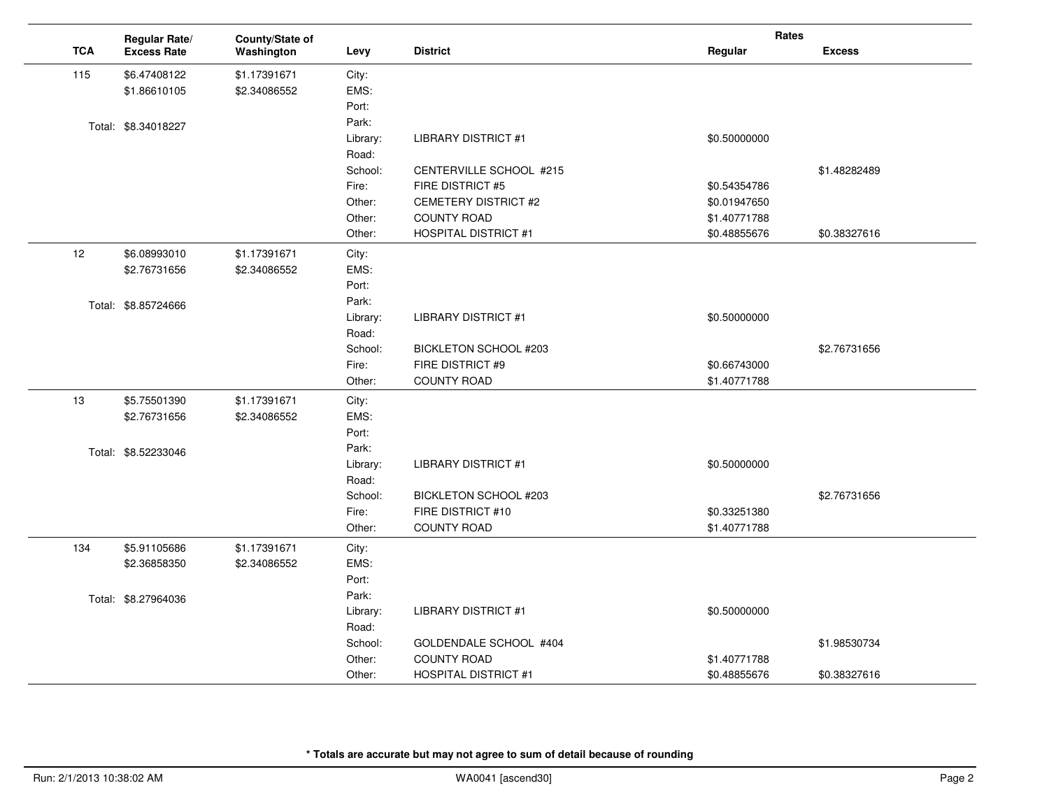| TCA | Regular Rate/ Excess Rate | County/State of Washington | Levy | District | Rates Regular | Rates Excess |
|---|---|---|---|---|---|---|
| 115 | $6.47408122 | $1.17391671 | City: | | | |
| | $1.86610105 | $2.34086552 | EMS: | | | |
| | | | Port: | | | |
| | Total: $8.34018227 | | Park: | | | |
| | | | Library: | LIBRARY DISTRICT #1 | $0.50000000 | |
| | | | Road: | | | |
| | | | School: | CENTERVILLE SCHOOL #215 | | $1.48282489 |
| | | | Fire: | FIRE DISTRICT #5 | $0.54354786 | |
| | | | Other: | CEMETERY DISTRICT #2 | $0.01947650 | |
| | | | Other: | COUNTY ROAD | $1.40771788 | |
| | | | Other: | HOSPITAL DISTRICT #1 | $0.48855676 | $0.38327616 |
| 12 | $6.08993010 | $1.17391671 | City: | | | |
| | $2.76731656 | $2.34086552 | EMS: | | | |
| | | | Port: | | | |
| | Total: $8.85724666 | | Park: | | | |
| | | | Library: | LIBRARY DISTRICT #1 | $0.50000000 | |
| | | | Road: | | | |
| | | | School: | BICKLETON SCHOOL #203 | | $2.76731656 |
| | | | Fire: | FIRE DISTRICT #9 | $0.66743000 | |
| | | | Other: | COUNTY ROAD | $1.40771788 | |
| 13 | $5.75501390 | $1.17391671 | City: | | | |
| | $2.76731656 | $2.34086552 | EMS: | | | |
| | | | Port: | | | |
| | Total: $8.52233046 | | Park: | | | |
| | | | Library: | LIBRARY DISTRICT #1 | $0.50000000 | |
| | | | Road: | | | |
| | | | School: | BICKLETON SCHOOL #203 | | $2.76731656 |
| | | | Fire: | FIRE DISTRICT #10 | $0.33251380 | |
| | | | Other: | COUNTY ROAD | $1.40771788 | |
| 134 | $5.91105686 | $1.17391671 | City: | | | |
| | $2.36858350 | $2.34086552 | EMS: | | | |
| | | | Port: | | | |
| | Total: $8.27964036 | | Park: | | | |
| | | | Library: | LIBRARY DISTRICT #1 | $0.50000000 | |
| | | | Road: | | | |
| | | | School: | GOLDENDALE SCHOOL #404 | | $1.98530734 |
| | | | Other: | COUNTY ROAD | $1.40771788 | |
| | | | Other: | HOSPITAL DISTRICT #1 | $0.48855676 | $0.38327616 |

**\* Totals are accurate but may not agree to sum of detail because of rounding**

Run: 2/1/2013 10:38:02 AM WA0041 [ascend30]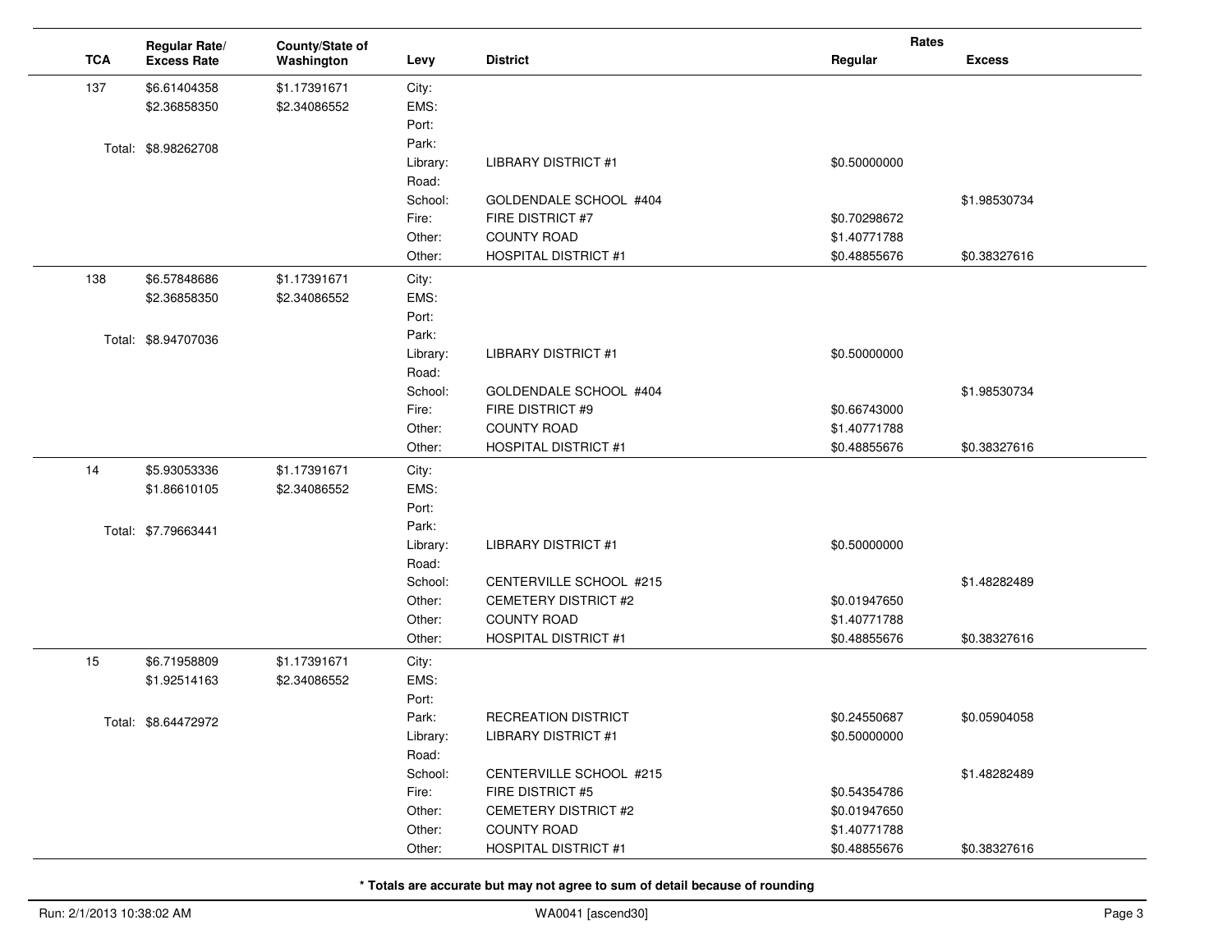| TCA | Regular Rate/ Excess Rate | County/State of Washington | Levy | District | Rates Regular | Rates Excess |
|---|---|---|---|---|---|---|
| 137 | $6.61404358 | $1.17391671 | City: | | | |
| | $2.36858350 | $2.34086552 | EMS: | | | |
| | | | Port: | | | |
| | Total: $8.98262708 | | Park: | | | |
| | | | Library: | LIBRARY DISTRICT #1 | $0.50000000 | |
| | | | Road: | | | |
| | | | School: | GOLDENDALE SCHOOL #404 | | $1.98530734 |
| | | | Fire: | FIRE DISTRICT #7 | $0.70298672 | |
| | | | Other: | COUNTY ROAD | $1.40771788 | |
| | | | Other: | HOSPITAL DISTRICT #1 | $0.48855676 | $0.38327616 |
| 138 | $6.57848686 | $1.17391671 | City: | | | |
| | $2.36858350 | $2.34086552 | EMS: | | | |
| | | | Port: | | | |
| | Total: $8.94707036 | | Park: | | | |
| | | | Library: | LIBRARY DISTRICT #1 | $0.50000000 | |
| | | | Road: | | | |
| | | | School: | GOLDENDALE SCHOOL #404 | | $1.98530734 |
| | | | Fire: | FIRE DISTRICT #9 | $0.66743000 | |
| | | | Other: | COUNTY ROAD | $1.40771788 | |
| | | | Other: | HOSPITAL DISTRICT #1 | $0.48855676 | $0.38327616 |
| 14 | $5.93053336 | $1.17391671 | City: | | | |
| | $1.86610105 | $2.34086552 | EMS: | | | |
| | | | Port: | | | |
| | Total: $7.79663441 | | Park: | | | |
| | | | Library: | LIBRARY DISTRICT #1 | $0.50000000 | |
| | | | Road: | | | |
| | | | School: | CENTERVILLE SCHOOL #215 | | $1.48282489 |
| | | | Other: | CEMETERY DISTRICT #2 | $0.01947650 | |
| | | | Other: | COUNTY ROAD | $1.40771788 | |
| | | | Other: | HOSPITAL DISTRICT #1 | $0.48855676 | $0.38327616 |
| 15 | $6.71958809 | $1.17391671 | City: | | | |
| | $1.92514163 | $2.34086552 | EMS: | | | |
| | | | Port: | | | |
| | Total: $8.64472972 | | Park: | RECREATION DISTRICT | $0.24550687 | $0.05904058 |
| | | | Library: | LIBRARY DISTRICT #1 | $0.50000000 | |
| | | | Road: | | | |
| | | | School: | CENTERVILLE SCHOOL #215 | | $1.48282489 |
| | | | Fire: | FIRE DISTRICT #5 | $0.54354786 | |
| | | | Other: | CEMETERY DISTRICT #2 | $0.01947650 | |
| | | | Other: | COUNTY ROAD | $1.40771788 | |
| | | | Other: | HOSPITAL DISTRICT #1 | $0.48855676 | $0.38327616 |

**\* Totals are accurate but may not agree to sum of detail because of rounding**

Run: 2/1/2013 10:38:02 AM WA0041 [ascend30]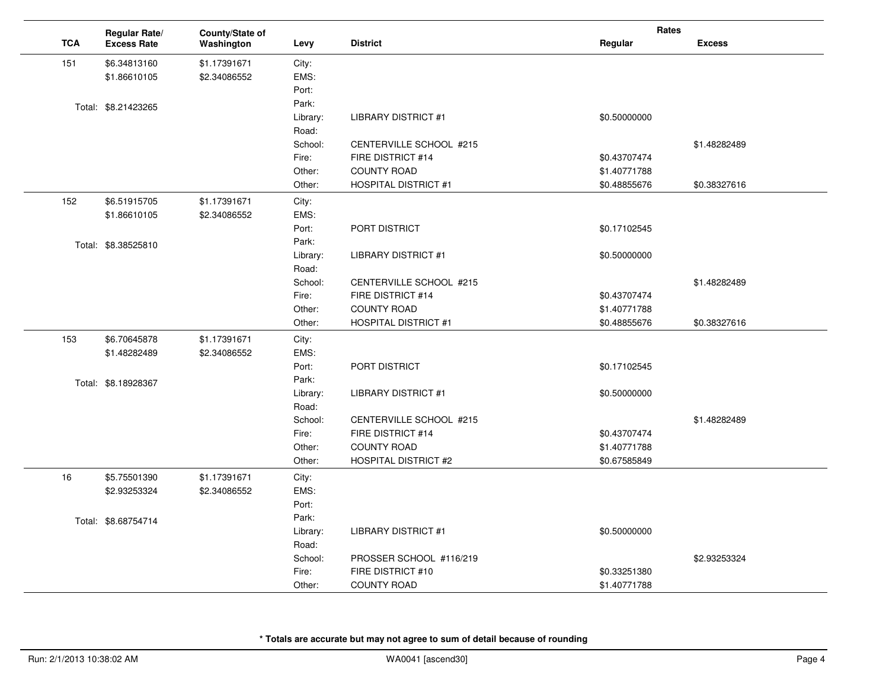| TCA | Regular Rate/ Excess Rate | County/State of Washington | Levy | District | Rates Regular | Rates Excess |
|---|---|---|---|---|---|---|
| 151 | $6.34813160 | $1.17391671 | City: | | | |
| | $1.86610105 | $2.34086552 | EMS: | | | |
| | | | Port: | | | |
| | Total: $8.21423265 | | Park: | | | |
| | | | Library: | LIBRARY DISTRICT #1 | $0.50000000 | |
| | | | Road: | | | |
| | | | School: | CENTERVILLE SCHOOL #215 | | $1.48282489 |
| | | | Fire: | FIRE DISTRICT #14 | $0.43707474 | |
| | | | Other: | COUNTY ROAD | $1.40771788 | |
| | | | Other: | HOSPITAL DISTRICT #1 | $0.48855676 | $0.38327616 |
| 152 | $6.51915705 | $1.17391671 | City: | | | |
| | $1.86610105 | $2.34086552 | EMS: | | | |
| | | | Port: | PORT DISTRICT | $0.17102545 | |
| | Total: $8.38525810 | | Park: | | | |
| | | | Library: | LIBRARY DISTRICT #1 | $0.50000000 | |
| | | | Road: | | | |
| | | | School: | CENTERVILLE SCHOOL #215 | | $1.48282489 |
| | | | Fire: | FIRE DISTRICT #14 | $0.43707474 | |
| | | | Other: | COUNTY ROAD | $1.40771788 | |
| | | | Other: | HOSPITAL DISTRICT #1 | $0.48855676 | $0.38327616 |
| 153 | $6.70645878 | $1.17391671 | City: | | | |
| | $1.48282489 | $2.34086552 | EMS: | | | |
| | | | Port: | PORT DISTRICT | $0.17102545 | |
| | Total: $8.18928367 | | Park: | | | |
| | | | Library: | LIBRARY DISTRICT #1 | $0.50000000 | |
| | | | Road: | | | |
| | | | School: | CENTERVILLE SCHOOL #215 | | $1.48282489 |
| | | | Fire: | FIRE DISTRICT #14 | $0.43707474 | |
| | | | Other: | COUNTY ROAD | $1.40771788 | |
| | | | Other: | HOSPITAL DISTRICT #2 | $0.67585849 | |
| 16 | $5.75501390 | $1.17391671 | City: | | | |
| | $2.93253324 | $2.34086552 | EMS: | | | |
| | | | Port: | | | |
| | Total: $8.68754714 | | Park: | | | |
| | | | Library: | LIBRARY DISTRICT #1 | $0.50000000 | |
| | | | Road: | | | |
| | | | School: | PROSSER SCHOOL #116/219 | | $2.93253324 |
| | | | Fire: | FIRE DISTRICT #10 | $0.33251380 | |
| | | | Other: | COUNTY ROAD | $1.40771788 | |

**\* Totals are accurate but may not agree to sum of detail because of rounding**

Run: 2/1/2013 10:38:02 AM WA0041 [ascend30]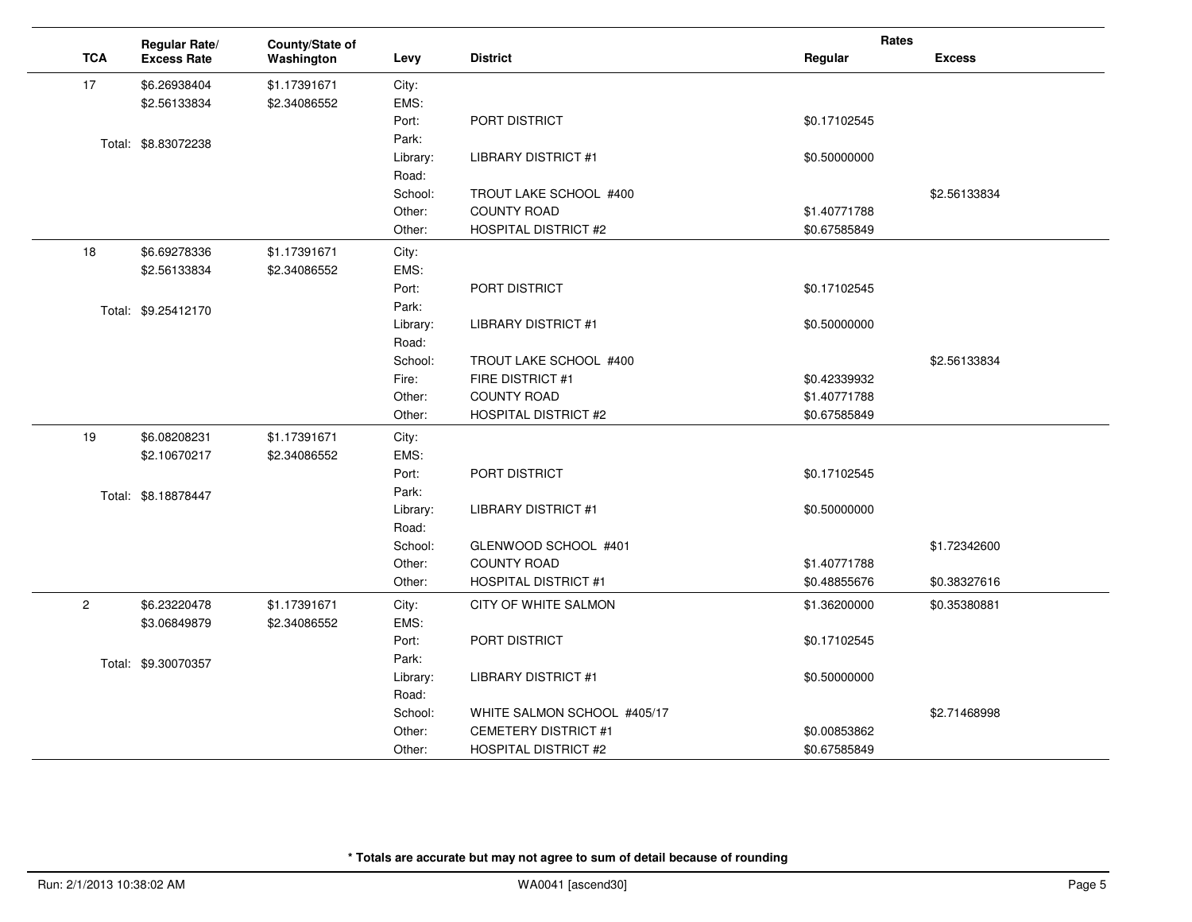| TCA | Regular Rate/ Excess Rate | County/State of Washington | Levy | District | Rates Regular | Rates Excess |
|---|---|---|---|---|---|---|
| 17 | $6.26938404 | $1.17391671 | City: | | | |
| | $2.56133834 | $2.34086552 | EMS: | | | |
| | | | Port: | PORT DISTRICT | $0.17102545 | |
| | Total: $8.83072238 | | Park: | | | |
| | | | Library: | LIBRARY DISTRICT #1 | $0.50000000 | |
| | | | Road: | | | |
| | | | School: | TROUT LAKE SCHOOL #400 | | $2.56133834 |
| | | | Other: | COUNTY ROAD | $1.40771788 | |
| | | | Other: | HOSPITAL DISTRICT #2 | $0.67585849 | |
| 18 | $6.69278336 | $1.17391671 | City: | | | |
| | $2.56133834 | $2.34086552 | EMS: | | | |
| | | | Port: | PORT DISTRICT | $0.17102545 | |
| | Total: $9.25412170 | | Park: | | | |
| | | | Library: | LIBRARY DISTRICT #1 | $0.50000000 | |
| | | | Road: | | | |
| | | | School: | TROUT LAKE SCHOOL #400 | | $2.56133834 |
| | | | Fire: | FIRE DISTRICT #1 | $0.42339932 | |
| | | | Other: | COUNTY ROAD | $1.40771788 | |
| | | | Other: | HOSPITAL DISTRICT #2 | $0.67585849 | |
| 19 | $6.08208231 | $1.17391671 | City: | | | |
| | $2.10670217 | $2.34086552 | EMS: | | | |
| | | | Port: | PORT DISTRICT | $0.17102545 | |
| | Total: $8.18878447 | | Park: | | | |
| | | | Library: | LIBRARY DISTRICT #1 | $0.50000000 | |
| | | | Road: | | | |
| | | | School: | GLENWOOD SCHOOL #401 | | $1.72342600 |
| | | | Other: | COUNTY ROAD | $1.40771788 | |
| | | | Other: | HOSPITAL DISTRICT #1 | $0.48855676 | $0.38327616 |
| 2 | $6.23220478 | $1.17391671 | City: | CITY OF WHITE SALMON | $1.36200000 | $0.35380881 |
| | $3.06849879 | $2.34086552 | EMS: | | | |
| | | | Port: | PORT DISTRICT | $0.17102545 | |
| | Total: $9.30070357 | | Park: | | | |
| | | | Library: | LIBRARY DISTRICT #1 | $0.50000000 | |
| | | | Road: | | | |
| | | | School: | WHITE SALMON SCHOOL #405/17 | | $2.71468998 |
| | | | Other: | CEMETERY DISTRICT #1 | $0.00853862 | |
| | | | Other: | HOSPITAL DISTRICT #2 | $0.67585849 | |

**\* Totals are accurate but may not agree to sum of detail because of rounding**

Run: 2/1/2013 10:38:02 AM WA0041 [ascend30]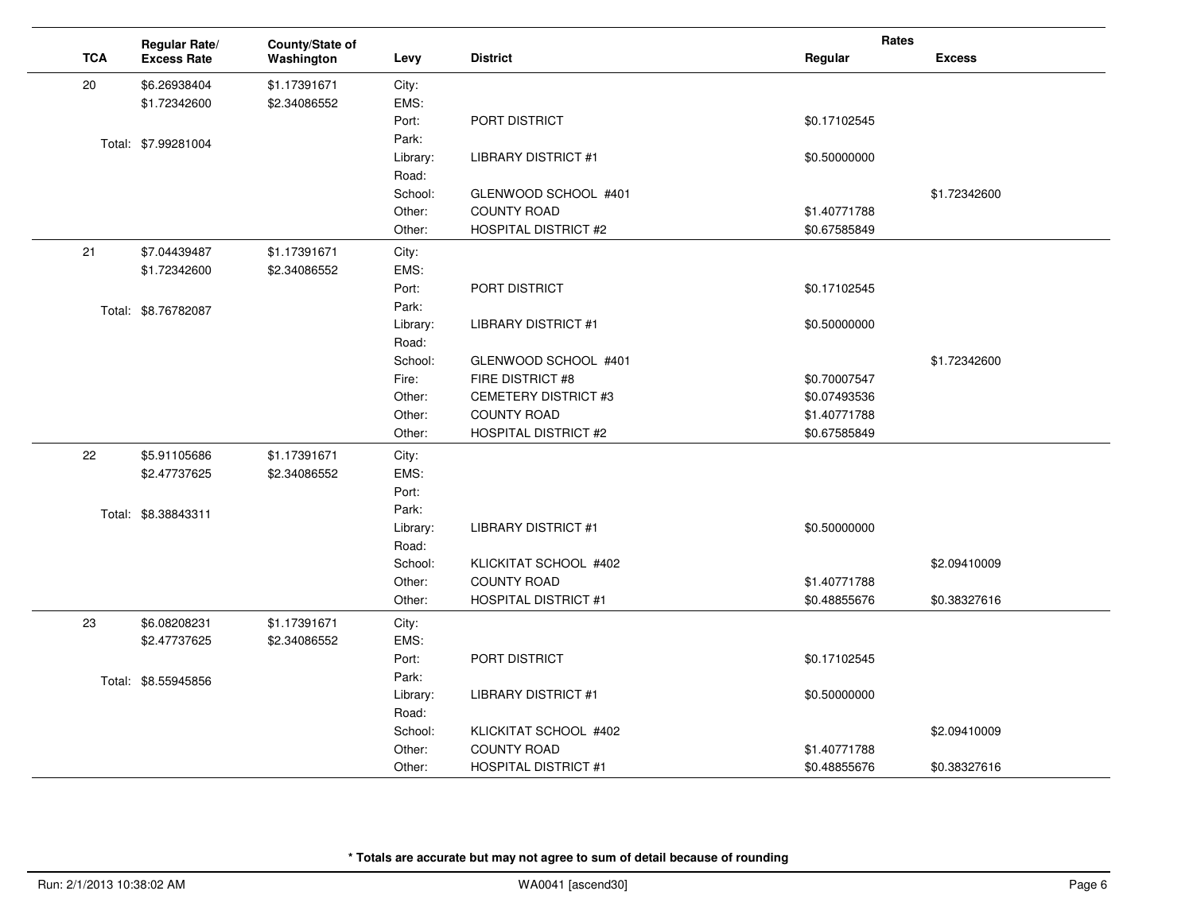| TCA | Regular Rate/ Excess Rate | County/State of Washington | Levy | District | Rates Regular | Rates Excess |
|---|---|---|---|---|---|---|
| 20 | $6.26938404 | $1.17391671 | City: | | | |
| | $1.72342600 | $2.34086552 | EMS: | | | |
| | | | Port: | PORT DISTRICT | $0.17102545 | |
| | Total: $7.99281004 | | Park: | | | |
| | | | Library: | LIBRARY DISTRICT #1 | $0.50000000 | |
| | | | Road: | | | |
| | | | School: | GLENWOOD SCHOOL #401 | | $1.72342600 |
| | | | Other: | COUNTY ROAD | $1.40771788 | |
| | | | Other: | HOSPITAL DISTRICT #2 | $0.67585849 | |
| 21 | $7.04439487 | $1.17391671 | City: | | | |
| | $1.72342600 | $2.34086552 | EMS: | | | |
| | | | Port: | PORT DISTRICT | $0.17102545 | |
| | Total: $8.76782087 | | Park: | | | |
| | | | Library: | LIBRARY DISTRICT #1 | $0.50000000 | |
| | | | Road: | | | |
| | | | School: | GLENWOOD SCHOOL #401 | | $1.72342600 |
| | | | Fire: | FIRE DISTRICT #8 | $0.70007547 | |
| | | | Other: | CEMETERY DISTRICT #3 | $0.07493536 | |
| | | | Other: | COUNTY ROAD | $1.40771788 | |
| | | | Other: | HOSPITAL DISTRICT #2 | $0.67585849 | |
| 22 | $5.91105686 | $1.17391671 | City: | | | |
| | $2.47737625 | $2.34086552 | EMS: | | | |
| | | | Port: | | | |
| | Total: $8.38843311 | | Park: | | | |
| | | | Library: | LIBRARY DISTRICT #1 | $0.50000000 | |
| | | | Road: | | | |
| | | | School: | KLICKITAT SCHOOL #402 | | $2.09410009 |
| | | | Other: | COUNTY ROAD | $1.40771788 | |
| | | | Other: | HOSPITAL DISTRICT #1 | $0.48855676 | $0.38327616 |
| 23 | $6.08208231 | $1.17391671 | City: | | | |
| | $2.47737625 | $2.34086552 | EMS: | | | |
| | | | Port: | PORT DISTRICT | $0.17102545 | |
| | Total: $8.55945856 | | Park: | | | |
| | | | Library: | LIBRARY DISTRICT #1 | $0.50000000 | |
| | | | Road: | | | |
| | | | School: | KLICKITAT SCHOOL #402 | | $2.09410009 |
| | | | Other: | COUNTY ROAD | $1.40771788 | |
| | | | Other: | HOSPITAL DISTRICT #1 | $0.48855676 | $0.38327616 |

**\* Totals are accurate but may not agree to sum of detail because of rounding**

Run: 2/1/2013 10:38:02 AM WA0041 [ascend30]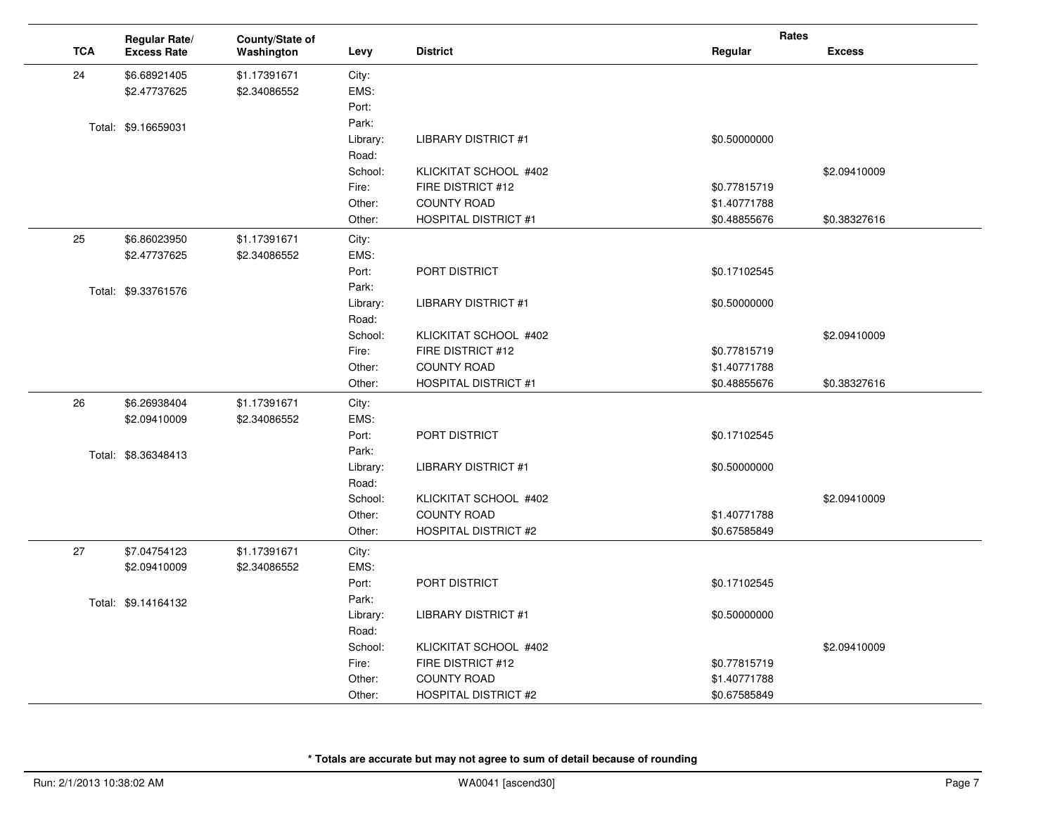| TCA | Regular Rate/ Excess Rate | County/State of Washington | Levy | District | Rates Regular | Excess |
|---|---|---|---|---|---|---|
| 24 | $6.68921405 | $1.17391671 | City: | | | |
| | $2.47737625 | $2.34086552 | EMS: | | | |
| | | | Port: | | | |
| | Total: $9.16659031 | | Park: | | | |
| | | | Library: | LIBRARY DISTRICT #1 | $0.50000000 | |
| | | | Road: | | | |
| | | | School: | KLICKITAT SCHOOL #402 | | $2.09410009 |
| | | | Fire: | FIRE DISTRICT #12 | $0.77815719 | |
| | | | Other: | COUNTY ROAD | $1.40771788 | |
| | | | Other: | HOSPITAL DISTRICT #1 | $0.48855676 | $0.38327616 |
| 25 | $6.86023950 | $1.17391671 | City: | | | |
| | $2.47737625 | $2.34086552 | EMS: | | | |
| | | | Port: | PORT DISTRICT | $0.17102545 | |
| | Total: $9.33761576 | | Park: | | | |
| | | | Library: | LIBRARY DISTRICT #1 | $0.50000000 | |
| | | | Road: | | | |
| | | | School: | KLICKITAT SCHOOL #402 | | $2.09410009 |
| | | | Fire: | FIRE DISTRICT #12 | $0.77815719 | |
| | | | Other: | COUNTY ROAD | $1.40771788 | |
| | | | Other: | HOSPITAL DISTRICT #1 | $0.48855676 | $0.38327616 |
| 26 | $6.26938404 | $1.17391671 | City: | | | |
| | $2.09410009 | $2.34086552 | EMS: | | | |
| | | | Port: | PORT DISTRICT | $0.17102545 | |
| | Total: $8.36348413 | | Park: | | | |
| | | | Library: | LIBRARY DISTRICT #1 | $0.50000000 | |
| | | | Road: | | | |
| | | | School: | KLICKITAT SCHOOL #402 | | $2.09410009 |
| | | | Other: | COUNTY ROAD | $1.40771788 | |
| | | | Other: | HOSPITAL DISTRICT #2 | $0.67585849 | |
| 27 | $7.04754123 | $1.17391671 | City: | | | |
| | $2.09410009 | $2.34086552 | EMS: | | | |
| | | | Port: | PORT DISTRICT | $0.17102545 | |
| | Total: $9.14164132 | | Park: | | | |
| | | | Library: | LIBRARY DISTRICT #1 | $0.50000000 | |
| | | | Road: | | | |
| | | | School: | KLICKITAT SCHOOL #402 | | $2.09410009 |
| | | | Fire: | FIRE DISTRICT #12 | $0.77815719 | |
| | | | Other: | COUNTY ROAD | $1.40771788 | |
| | | | Other: | HOSPITAL DISTRICT #2 | $0.67585849 | |

**\* Totals are accurate but may not agree to sum of detail because of rounding**

Run: 2/1/2013 10:38:02 AM WA0041 [ascend30]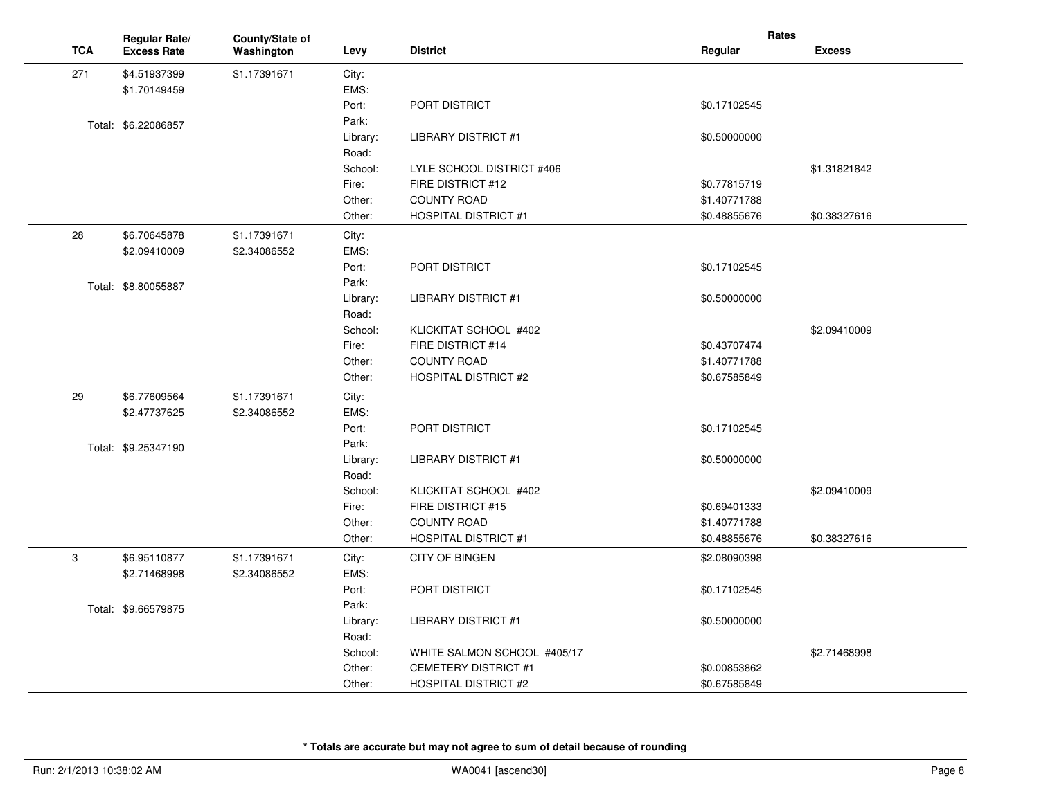| TCA | Regular Rate/ Excess Rate | County/State of Washington | Levy | District | Rates Regular | Rates Excess |
|---|---|---|---|---|---|---|
| 271 | $4.51937399 | $1.17391671 | City: | | | |
| | $1.70149459 | | EMS: | | | |
| | | | Port: | PORT DISTRICT | $0.17102545 | |
| | Total: $6.22086857 | | Park: | | | |
| | | | Library: | LIBRARY DISTRICT #1 | $0.50000000 | |
| | | | Road: | | | |
| | | | School: | LYLE SCHOOL DISTRICT #406 | | $1.31821842 |
| | | | Fire: | FIRE DISTRICT #12 | $0.77815719 | |
| | | | Other: | COUNTY ROAD | $1.40771788 | |
| | | | Other: | HOSPITAL DISTRICT #1 | $0.48855676 | $0.38327616 |
| 28 | $6.70645878 | $1.17391671 | City: | | | |
| | $2.09410009 | $2.34086552 | EMS: | | | |
| | | | Port: | PORT DISTRICT | $0.17102545 | |
| | Total: $8.80055887 | | Park: | | | |
| | | | Library: | LIBRARY DISTRICT #1 | $0.50000000 | |
| | | | Road: | | | |
| | | | School: | KLICKITAT SCHOOL #402 | | $2.09410009 |
| | | | Fire: | FIRE DISTRICT #14 | $0.43707474 | |
| | | | Other: | COUNTY ROAD | $1.40771788 | |
| | | | Other: | HOSPITAL DISTRICT #2 | $0.67585849 | |
| 29 | $6.77609564 | $1.17391671 | City: | | | |
| | $2.47737625 | $2.34086552 | EMS: | | | |
| | | | Port: | PORT DISTRICT | $0.17102545 | |
| | Total: $9.25347190 | | Park: | | | |
| | | | Library: | LIBRARY DISTRICT #1 | $0.50000000 | |
| | | | Road: | | | |
| | | | School: | KLICKITAT SCHOOL #402 | | $2.09410009 |
| | | | Fire: | FIRE DISTRICT #15 | $0.69401333 | |
| | | | Other: | COUNTY ROAD | $1.40771788 | |
| | | | Other: | HOSPITAL DISTRICT #1 | $0.48855676 | $0.38327616 |
| 3 | $6.95110877 | $1.17391671 | City: | CITY OF BINGEN | $2.08090398 | |
| | $2.71468998 | $2.34086552 | EMS: | | | |
| | | | Port: | PORT DISTRICT | $0.17102545 | |
| | Total: $9.66579875 | | Park: | | | |
| | | | Library: | LIBRARY DISTRICT #1 | $0.50000000 | |
| | | | Road: | | | |
| | | | School: | WHITE SALMON SCHOOL #405/17 | | $2.71468998 |
| | | | Other: | CEMETERY DISTRICT #1 | $0.00853862 | |
| | | | Other: | HOSPITAL DISTRICT #2 | $0.67585849 | |

**\* Totals are accurate but may not agree to sum of detail because of rounding**

Run: 2/1/2013 10:38:02 AM WA0041 [ascend30]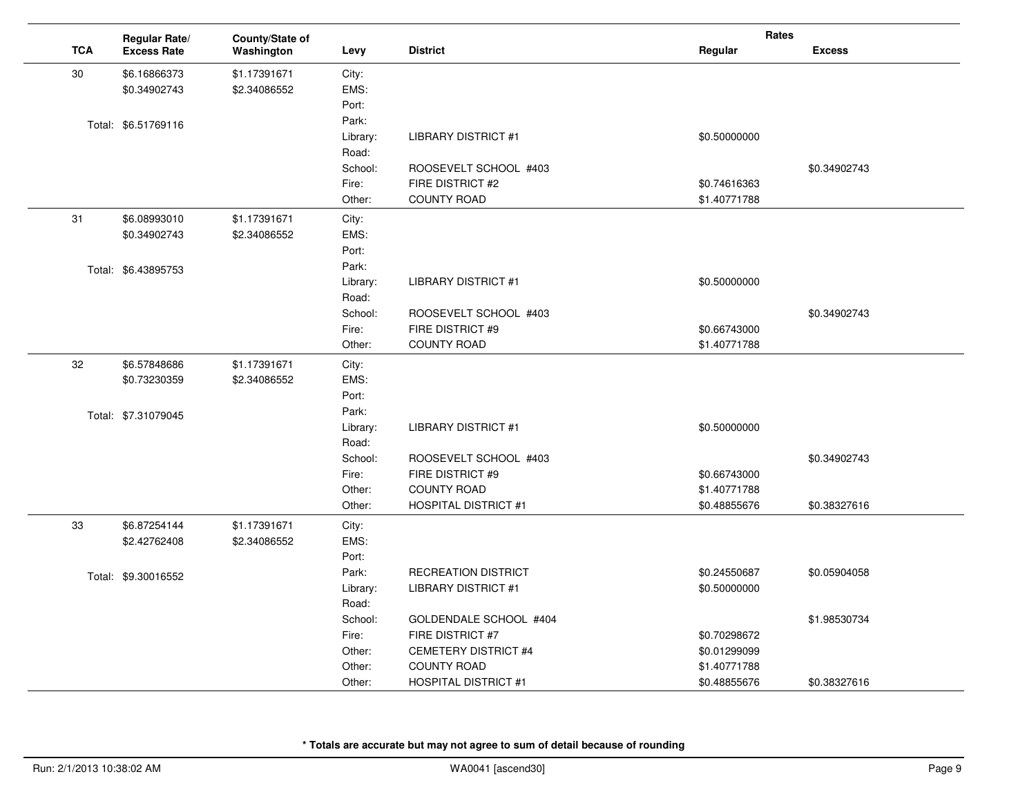| TCA | Regular Rate/ Excess Rate | County/State of Washington | Levy | District | Rates Regular | Rates Excess |
|---|---|---|---|---|---|---|
| 30 | $6.16866373 | $1.17391671 | City: | | | |
| | $0.34902743 | $2.34086552 | EMS: | | | |
| | | | Port: | | | |
| | Total: $6.51769116 | | Park: | | | |
| | | | Library: | LIBRARY DISTRICT #1 | $0.50000000 | |
| | | | Road: | | | |
| | | | School: | ROOSEVELT SCHOOL #403 | | $0.34902743 |
| | | | Fire: | FIRE DISTRICT #2 | $0.74616363 | |
| | | | Other: | COUNTY ROAD | $1.40771788 | |
| 31 | $6.08993010 | $1.17391671 | City: | | | |
| | $0.34902743 | $2.34086552 | EMS: | | | |
| | | | Port: | | | |
| | Total: $6.43895753 | | Park: | | | |
| | | | Library: | LIBRARY DISTRICT #1 | $0.50000000 | |
| | | | Road: | | | |
| | | | School: | ROOSEVELT SCHOOL #403 | | $0.34902743 |
| | | | Fire: | FIRE DISTRICT #9 | $0.66743000 | |
| | | | Other: | COUNTY ROAD | $1.40771788 | |
| 32 | $6.57848686 | $1.17391671 | City: | | | |
| | $0.73230359 | $2.34086552 | EMS: | | | |
| | | | Port: | | | |
| | Total: $7.31079045 | | Park: | | | |
| | | | Library: | LIBRARY DISTRICT #1 | $0.50000000 | |
| | | | Road: | | | |
| | | | School: | ROOSEVELT SCHOOL #403 | | $0.34902743 |
| | | | Fire: | FIRE DISTRICT #9 | $0.66743000 | |
| | | | Other: | COUNTY ROAD | $1.40771788 | |
| | | | Other: | HOSPITAL DISTRICT #1 | $0.48855676 | $0.38327616 |
| 33 | $6.87254144 | $1.17391671 | City: | | | |
| | $2.42762408 | $2.34086552 | EMS: | | | |
| | | | Port: | | | |
| | Total: $9.30016552 | | Park: | RECREATION DISTRICT | $0.24550687 | $0.05904058 |
| | | | Library: | LIBRARY DISTRICT #1 | $0.50000000 | |
| | | | Road: | | | |
| | | | School: | GOLDENDALE SCHOOL #404 | | $1.98530734 |
| | | | Fire: | FIRE DISTRICT #7 | $0.70298672 | |
| | | | Other: | CEMETERY DISTRICT #4 | $0.01299099 | |
| | | | Other: | COUNTY ROAD | $1.40771788 | |
| | | | Other: | HOSPITAL DISTRICT #1 | $0.48855676 | $0.38327616 |

**\* Totals are accurate but may not agree to sum of detail because of rounding**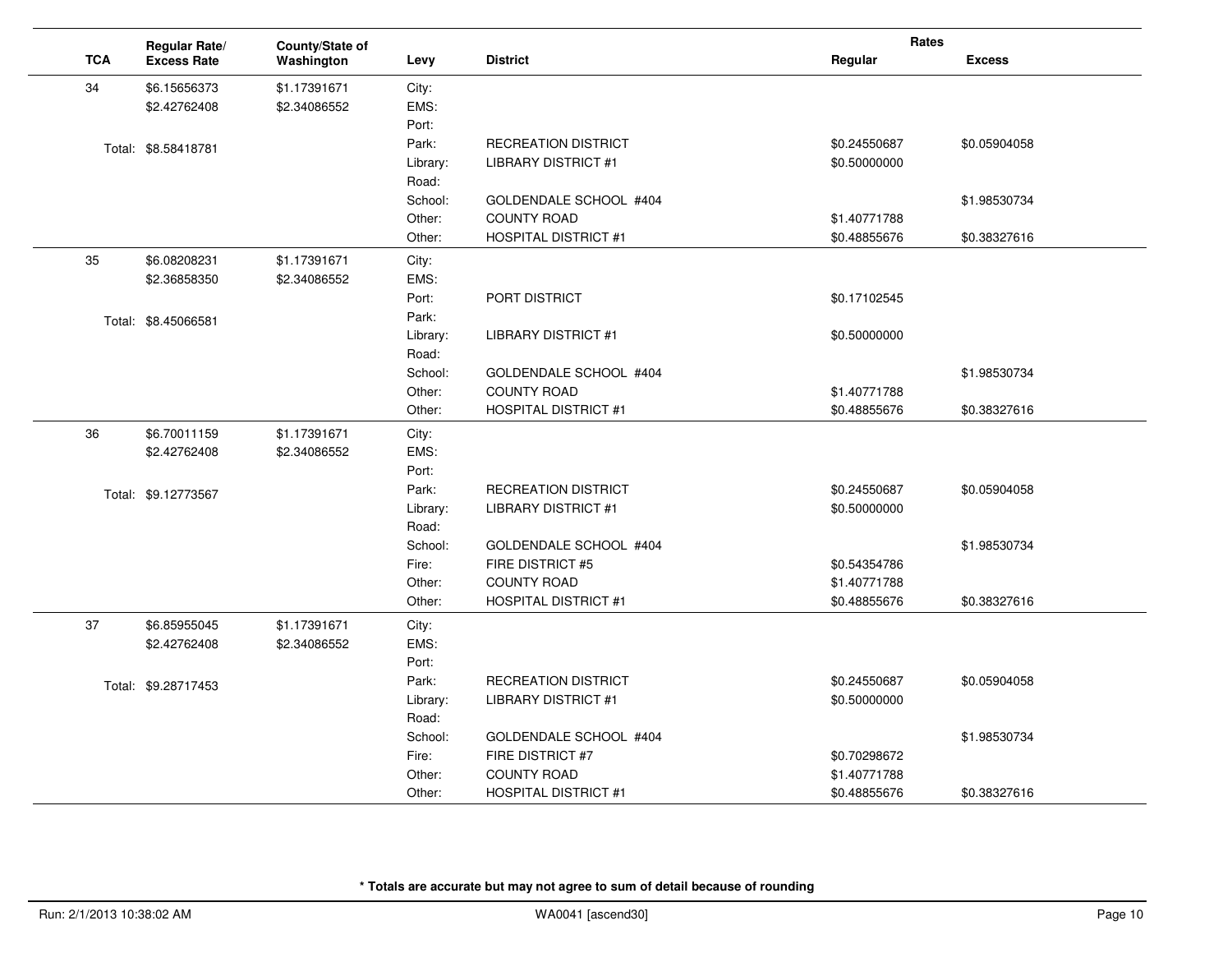| TCA | Regular Rate/ Excess Rate | County/State of Washington | Levy | District | Rates Regular | Excess |
|---|---|---|---|---|---|---|
| 34 | $6.15656373 | $1.17391671 | City: | | | |
| | $2.42762408 | $2.34086552 | EMS: | | | |
| | | | Port: | | | |
| | Total: $8.58418781 | | Park: | RECREATION DISTRICT | $0.24550687 | $0.05904058 |
| | | | Library: | LIBRARY DISTRICT #1 | $0.50000000 | |
| | | | Road: | | | |
| | | | School: | GOLDENDALE SCHOOL #404 | | $1.98530734 |
| | | | Other: | COUNTY ROAD | $1.40771788 | |
| | | | Other: | HOSPITAL DISTRICT #1 | $0.48855676 | $0.38327616 |
| 35 | $6.08208231 | $1.17391671 | City: | | | |
| | $2.36858350 | $2.34086552 | EMS: | | | |
| | | | Port: | PORT DISTRICT | $0.17102545 | |
| | Total: $8.45066581 | | Park: | | | |
| | | | Library: | LIBRARY DISTRICT #1 | $0.50000000 | |
| | | | Road: | | | |
| | | | School: | GOLDENDALE SCHOOL #404 | | $1.98530734 |
| | | | Other: | COUNTY ROAD | $1.40771788 | |
| | | | Other: | HOSPITAL DISTRICT #1 | $0.48855676 | $0.38327616 |
| 36 | $6.70011159 | $1.17391671 | City: | | | |
| | $2.42762408 | $2.34086552 | EMS: | | | |
| | | | Port: | | | |
| | Total: $9.12773567 | | Park: | RECREATION DISTRICT | $0.24550687 | $0.05904058 |
| | | | Library: | LIBRARY DISTRICT #1 | $0.50000000 | |
| | | | Road: | | | |
| | | | School: | GOLDENDALE SCHOOL #404 | | $1.98530734 |
| | | | Fire: | FIRE DISTRICT #5 | $0.54354786 | |
| | | | Other: | COUNTY ROAD | $1.40771788 | |
| | | | Other: | HOSPITAL DISTRICT #1 | $0.48855676 | $0.38327616 |
| 37 | $6.85955045 | $1.17391671 | City: | | | |
| | $2.42762408 | $2.34086552 | EMS: | | | |
| | | | Port: | | | |
| | Total: $9.28717453 | | Park: | RECREATION DISTRICT | $0.24550687 | $0.05904058 |
| | | | Library: | LIBRARY DISTRICT #1 | $0.50000000 | |
| | | | Road: | | | |
| | | | School: | GOLDENDALE SCHOOL #404 | | $1.98530734 |
| | | | Fire: | FIRE DISTRICT #7 | $0.70298672 | |
| | | | Other: | COUNTY ROAD | $1.40771788 | |
| | | | Other: | HOSPITAL DISTRICT #1 | $0.48855676 | $0.38327616 |

**\* Totals are accurate but may not agree to sum of detail because of rounding**

Run: 2/1/2013 10:38:02 AM WA0041 [ascend30]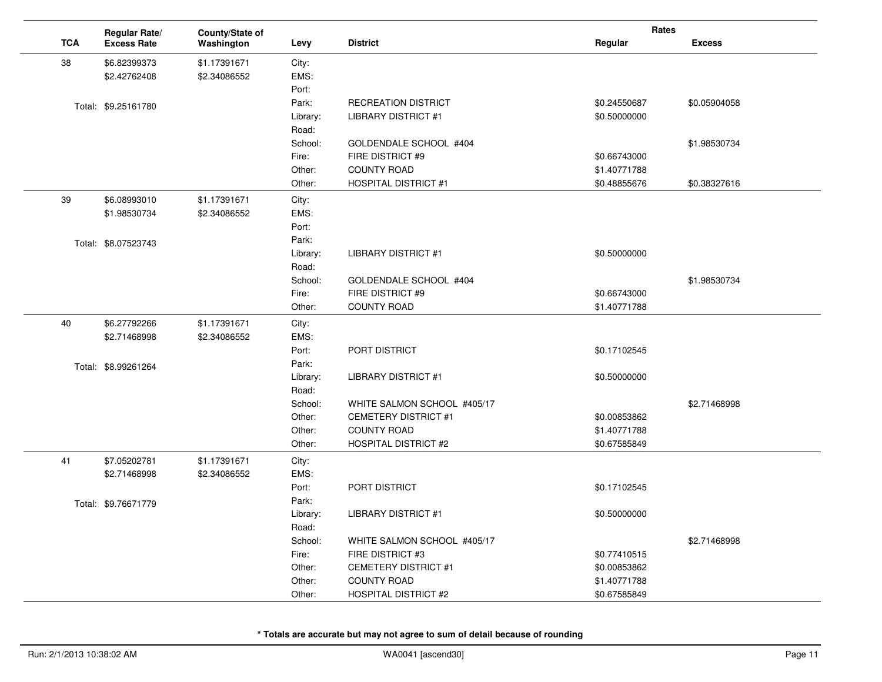| TCA | Regular Rate/ Excess Rate | County/State of Washington | Levy | District | Rates Regular | Rates Excess |
|---|---|---|---|---|---|---|
| 38 | $6.82399373 | $1.17391671 | City: | | | |
| | $2.42762408 | $2.34086552 | EMS: | | | |
| | | | Port: | | | |
| | Total: $9.25161780 | | Park: | RECREATION DISTRICT | $0.24550687 | $0.05904058 |
| | | | Library: | LIBRARY DISTRICT #1 | $0.50000000 | |
| | | | Road: | | | |
| | | | School: | GOLDENDALE SCHOOL #404 | | $1.98530734 |
| | | | Fire: | FIRE DISTRICT #9 | $0.66743000 | |
| | | | Other: | COUNTY ROAD | $1.40771788 | |
| | | | Other: | HOSPITAL DISTRICT #1 | $0.48855676 | $0.38327616 |
| 39 | $6.08993010 | $1.17391671 | City: | | | |
| | $1.98530734 | $2.34086552 | EMS: | | | |
| | | | Port: | | | |
| | Total: $8.07523743 | | Park: | | | |
| | | | Library: | LIBRARY DISTRICT #1 | $0.50000000 | |
| | | | Road: | | | |
| | | | School: | GOLDENDALE SCHOOL #404 | | $1.98530734 |
| | | | Fire: | FIRE DISTRICT #9 | $0.66743000 | |
| | | | Other: | COUNTY ROAD | $1.40771788 | |
| 40 | $6.27792266 | $1.17391671 | City: | | | |
| | $2.71468998 | $2.34086552 | EMS: | | | |
| | | | Port: | PORT DISTRICT | $0.17102545 | |
| | Total: $8.99261264 | | Park: | | | |
| | | | Library: | LIBRARY DISTRICT #1 | $0.50000000 | |
| | | | Road: | | | |
| | | | School: | WHITE SALMON SCHOOL #405/17 | | $2.71468998 |
| | | | Other: | CEMETERY DISTRICT #1 | $0.00853862 | |
| | | | Other: | COUNTY ROAD | $1.40771788 | |
| | | | Other: | HOSPITAL DISTRICT #2 | $0.67585849 | |
| 41 | $7.05202781 | $1.17391671 | City: | | | |
| | $2.71468998 | $2.34086552 | EMS: | | | |
| | | | Port: | PORT DISTRICT | $0.17102545 | |
| | Total: $9.76671779 | | Park: | | | |
| | | | Library: | LIBRARY DISTRICT #1 | $0.50000000 | |
| | | | Road: | | | |
| | | | School: | WHITE SALMON SCHOOL #405/17 | | $2.71468998 |
| | | | Fire: | FIRE DISTRICT #3 | $0.77410515 | |
| | | | Other: | CEMETERY DISTRICT #1 | $0.00853862 | |
| | | | Other: | COUNTY ROAD | $1.40771788 | |
| | | | Other: | HOSPITAL DISTRICT #2 | $0.67585849 | |

**\* Totals are accurate but may not agree to sum of detail because of rounding**

Run: 2/1/2013 10:38:02 AM WA0041 [ascend30]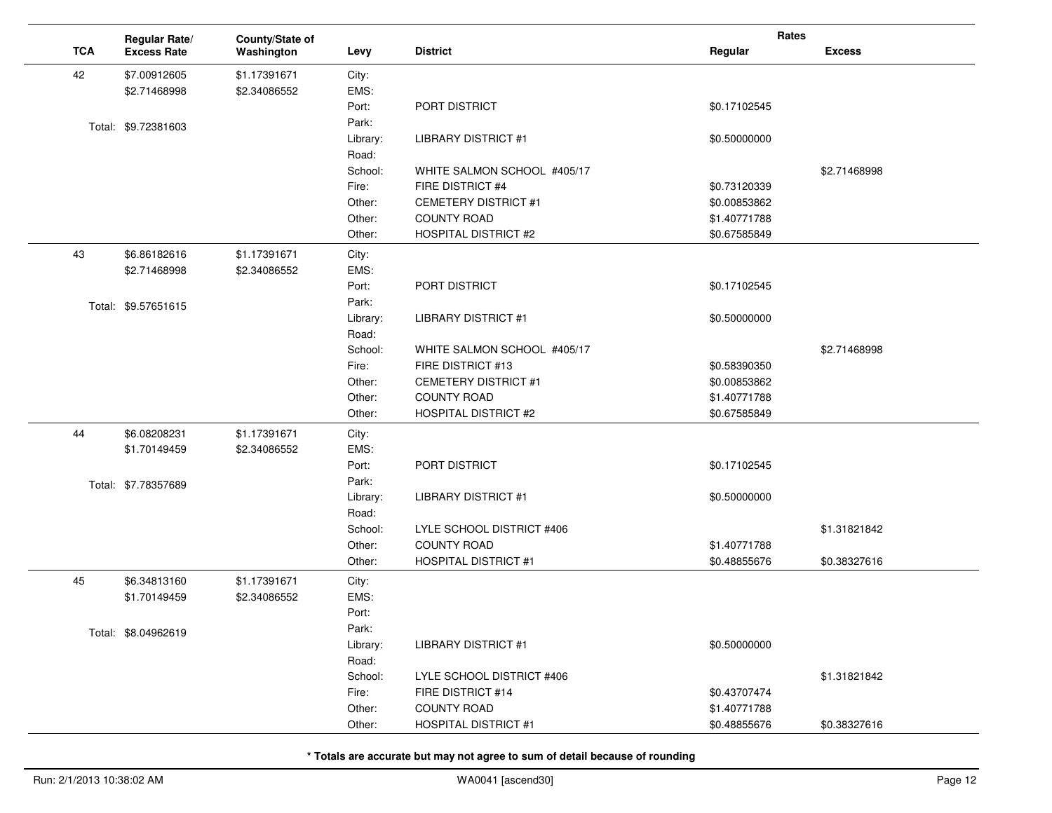| TCA | Regular Rate/ Excess Rate | County/State of Washington | Levy | District | Rates Regular | Rates Excess |
|---|---|---|---|---|---|---|
| 42 | $7.00912605 | $1.17391671 | City: | | | |
| | $2.71468998 | $2.34086552 | EMS: | | | |
| | | | Port: | PORT DISTRICT | $0.17102545 | |
| | Total: $9.72381603 | | Park: | | | |
| | | | Library: | LIBRARY DISTRICT #1 | $0.50000000 | |
| | | | Road: | | | |
| | | | School: | WHITE SALMON SCHOOL #405/17 | | $2.71468998 |
| | | | Fire: | FIRE DISTRICT #4 | $0.73120339 | |
| | | | Other: | CEMETERY DISTRICT #1 | $0.00853862 | |
| | | | Other: | COUNTY ROAD | $1.40771788 | |
| | | | Other: | HOSPITAL DISTRICT #2 | $0.67585849 | |
| 43 | $6.86182616 | $1.17391671 | City: | | | |
| | $2.71468998 | $2.34086552 | EMS: | | | |
| | | | Port: | PORT DISTRICT | $0.17102545 | |
| | Total: $9.57651615 | | Park: | | | |
| | | | Library: | LIBRARY DISTRICT #1 | $0.50000000 | |
| | | | Road: | | | |
| | | | School: | WHITE SALMON SCHOOL #405/17 | | $2.71468998 |
| | | | Fire: | FIRE DISTRICT #13 | $0.58390350 | |
| | | | Other: | CEMETERY DISTRICT #1 | $0.00853862 | |
| | | | Other: | COUNTY ROAD | $1.40771788 | |
| | | | Other: | HOSPITAL DISTRICT #2 | $0.67585849 | |
| 44 | $6.08208231 | $1.17391671 | City: | | | |
| | $1.70149459 | $2.34086552 | EMS: | | | |
| | | | Port: | PORT DISTRICT | $0.17102545 | |
| | Total: $7.78357689 | | Park: | | | |
| | | | Library: | LIBRARY DISTRICT #1 | $0.50000000 | |
| | | | Road: | | | |
| | | | School: | LYLE SCHOOL DISTRICT #406 | | $1.31821842 |
| | | | Other: | COUNTY ROAD | $1.40771788 | |
| | | | Other: | HOSPITAL DISTRICT #1 | $0.48855676 | $0.38327616 |
| 45 | $6.34813160 | $1.17391671 | City: | | | |
| | $1.70149459 | $2.34086552 | EMS: | | | |
| | | | Port: | | | |
| | Total: $8.04962619 | | Park: | | | |
| | | | Library: | LIBRARY DISTRICT #1 | $0.50000000 | |
| | | | Road: | | | |
| | | | School: | LYLE SCHOOL DISTRICT #406 | | $1.31821842 |
| | | | Fire: | FIRE DISTRICT #14 | $0.43707474 | |
| | | | Other: | COUNTY ROAD | $1.40771788 | |
| | | | Other: | HOSPITAL DISTRICT #1 | $0.48855676 | $0.38327616 |

**\* Totals are accurate but may not agree to sum of detail because of rounding**

Run: 2/1/2013 10:38:02 AM WA0041 [ascend30]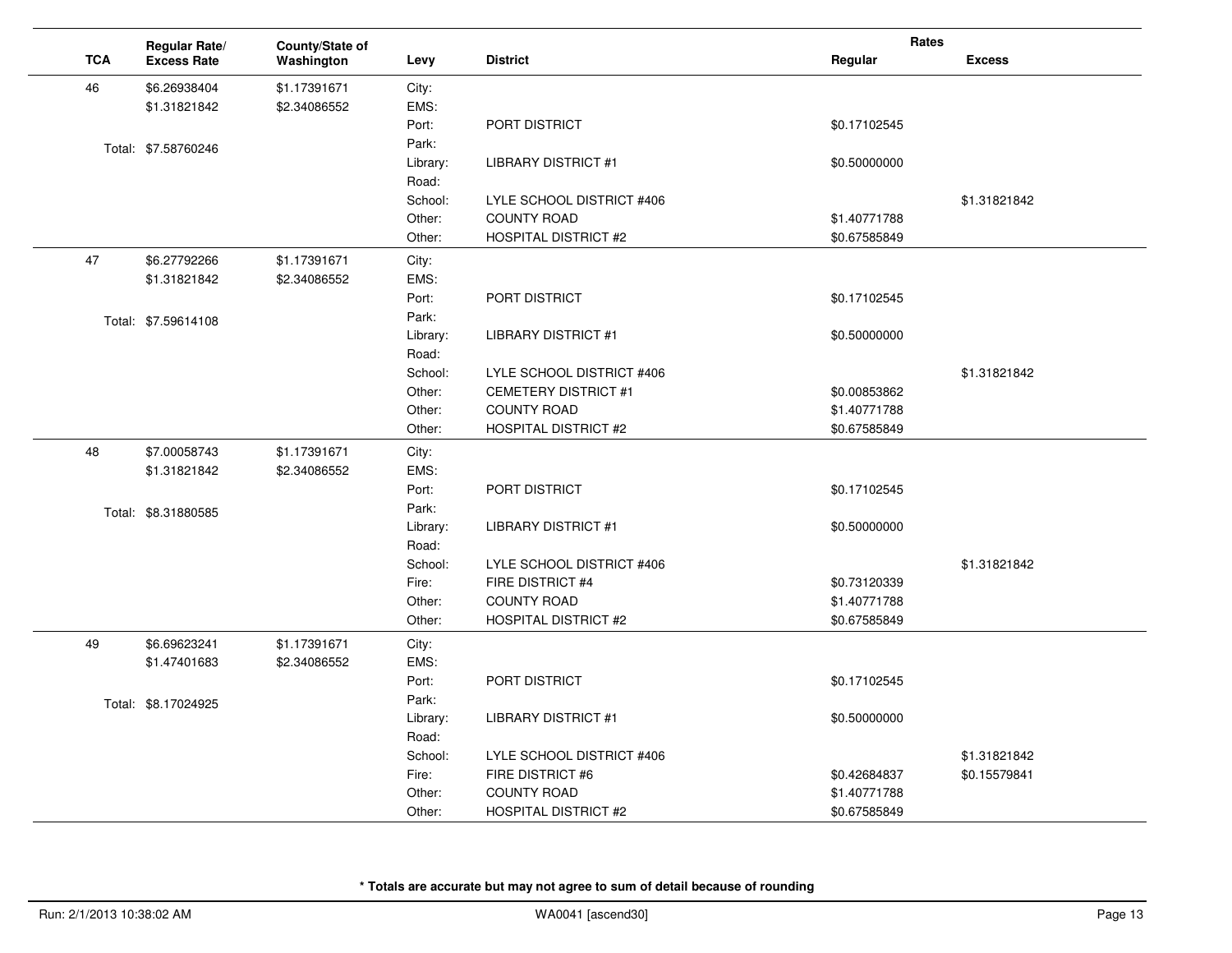| TCA | Regular Rate/ Excess Rate | County/State of Washington | Levy | District | Rates Regular | Rates Excess |
|---|---|---|---|---|---|---|
| 46 | $6.26938404 | $1.17391671 | City: | | | |
| | $1.31821842 | $2.34086552 | EMS: | | | |
| | | | Port: | PORT DISTRICT | $0.17102545 | |
| | Total: $7.58760246 | | Park: | | | |
| | | | Library: | LIBRARY DISTRICT #1 | $0.50000000 | |
| | | | Road: | | | |
| | | | School: | LYLE SCHOOL DISTRICT #406 | | $1.31821842 |
| | | | Other: | COUNTY ROAD | $1.40771788 | |
| | | | Other: | HOSPITAL DISTRICT #2 | $0.67585849 | |
| 47 | $6.27792266 | $1.17391671 | City: | | | |
| | $1.31821842 | $2.34086552 | EMS: | | | |
| | | | Port: | PORT DISTRICT | $0.17102545 | |
| | Total: $7.59614108 | | Park: | | | |
| | | | Library: | LIBRARY DISTRICT #1 | $0.50000000 | |
| | | | Road: | | | |
| | | | School: | LYLE SCHOOL DISTRICT #406 | | $1.31821842 |
| | | | Other: | CEMETERY DISTRICT #1 | $0.00853862 | |
| | | | Other: | COUNTY ROAD | $1.40771788 | |
| | | | Other: | HOSPITAL DISTRICT #2 | $0.67585849 | |
| 48 | $7.00058743 | $1.17391671 | City: | | | |
| | $1.31821842 | $2.34086552 | EMS: | | | |
| | | | Port: | PORT DISTRICT | $0.17102545 | |
| | Total: $8.31880585 | | Park: | | | |
| | | | Library: | LIBRARY DISTRICT #1 | $0.50000000 | |
| | | | Road: | | | |
| | | | School: | LYLE SCHOOL DISTRICT #406 | | $1.31821842 |
| | | | Fire: | FIRE DISTRICT #4 | $0.73120339 | |
| | | | Other: | COUNTY ROAD | $1.40771788 | |
| | | | Other: | HOSPITAL DISTRICT #2 | $0.67585849 | |
| 49 | $6.69623241 | $1.17391671 | City: | | | |
| | $1.47401683 | $2.34086552 | EMS: | | | |
| | | | Port: | PORT DISTRICT | $0.17102545 | |
| | Total: $8.17024925 | | Park: | | | |
| | | | Library: | LIBRARY DISTRICT #1 | $0.50000000 | |
| | | | Road: | | | |
| | | | School: | LYLE SCHOOL DISTRICT #406 | | $1.31821842 |
| | | | Fire: | FIRE DISTRICT #6 | $0.42684837 | $0.15579841 |
| | | | Other: | COUNTY ROAD | $1.40771788 | |
| | | | Other: | HOSPITAL DISTRICT #2 | $0.67585849 | |

**\* Totals are accurate but may not agree to sum of detail because of rounding**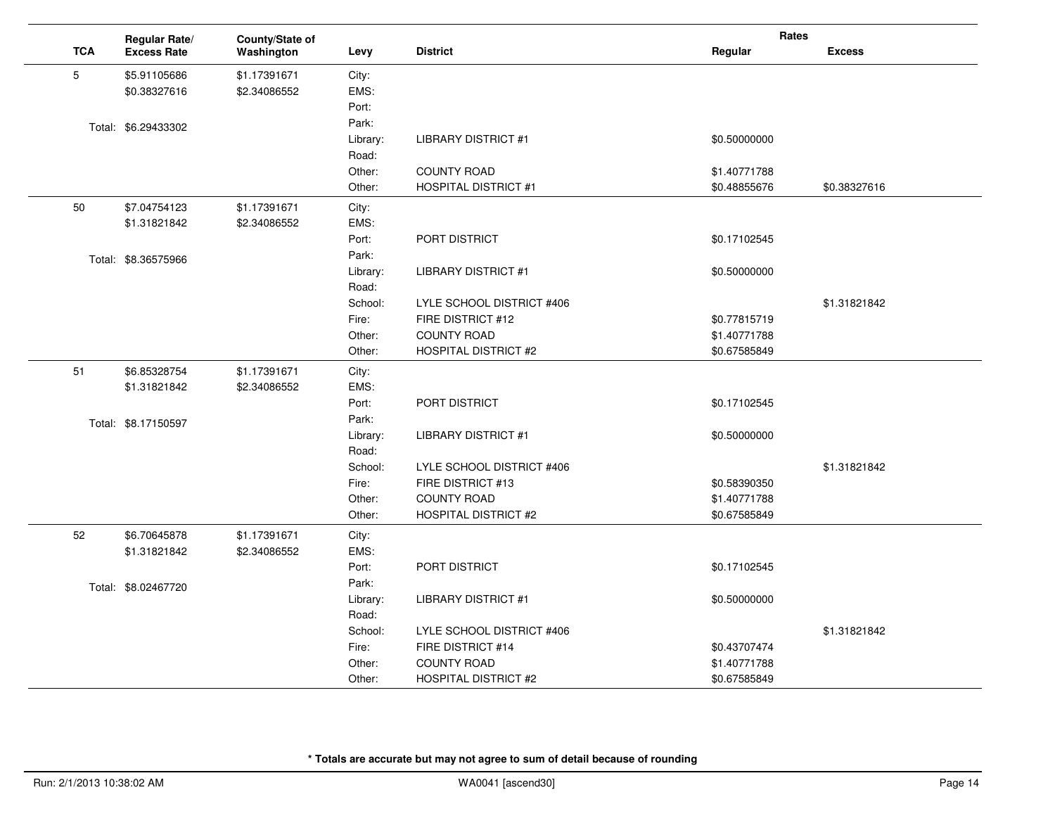| TCA | Regular Rate/ Excess Rate | County/State of Washington | Levy | District | Rates Regular | Excess |
|---|---|---|---|---|---|---|
| 5 | $5.91105686 | $1.17391671 | City: | | | |
| | $0.38327616 | $2.34086552 | EMS: | | | |
| | | | Port: | | | |
| | Total: $6.29433302 | | Park: | | | |
| | | | Library: | LIBRARY DISTRICT #1 | $0.50000000 | |
| | | | Road: | | | |
| | | | Other: | COUNTY ROAD | $1.40771788 | |
| | | | Other: | HOSPITAL DISTRICT #1 | $0.48855676 | $0.38327616 |
| 50 | $7.04754123 | $1.17391671 | City: | | | |
| | $1.31821842 | $2.34086552 | EMS: | | | |
| | | | Port: | PORT DISTRICT | $0.17102545 | |
| | Total: $8.36575966 | | Park: | | | |
| | | | Library: | LIBRARY DISTRICT #1 | $0.50000000 | |
| | | | Road: | | | |
| | | | School: | LYLE SCHOOL DISTRICT #406 | | $1.31821842 |
| | | | Fire: | FIRE DISTRICT #12 | $0.77815719 | |
| | | | Other: | COUNTY ROAD | $1.40771788 | |
| | | | Other: | HOSPITAL DISTRICT #2 | $0.67585849 | |
| 51 | $6.85328754 | $1.17391671 | City: | | | |
| | $1.31821842 | $2.34086552 | EMS: | | | |
| | | | Port: | PORT DISTRICT | $0.17102545 | |
| | Total: $8.17150597 | | Park: | | | |
| | | | Library: | LIBRARY DISTRICT #1 | $0.50000000 | |
| | | | Road: | | | |
| | | | School: | LYLE SCHOOL DISTRICT #406 | | $1.31821842 |
| | | | Fire: | FIRE DISTRICT #13 | $0.58390350 | |
| | | | Other: | COUNTY ROAD | $1.40771788 | |
| | | | Other: | HOSPITAL DISTRICT #2 | $0.67585849 | |
| 52 | $6.70645878 | $1.17391671 | City: | | | |
| | $1.31821842 | $2.34086552 | EMS: | | | |
| | | | Port: | PORT DISTRICT | $0.17102545 | |
| | Total: $8.02467720 | | Park: | | | |
| | | | Library: | LIBRARY DISTRICT #1 | $0.50000000 | |
| | | | Road: | | | |
| | | | School: | LYLE SCHOOL DISTRICT #406 | | $1.31821842 |
| | | | Fire: | FIRE DISTRICT #14 | $0.43707474 | |
| | | | Other: | COUNTY ROAD | $1.40771788 | |
| | | | Other: | HOSPITAL DISTRICT #2 | $0.67585849 | |

**\* Totals are accurate but may not agree to sum of detail because of rounding**

Run: 2/1/2013 10:38:02 AM WA0041 [ascend30]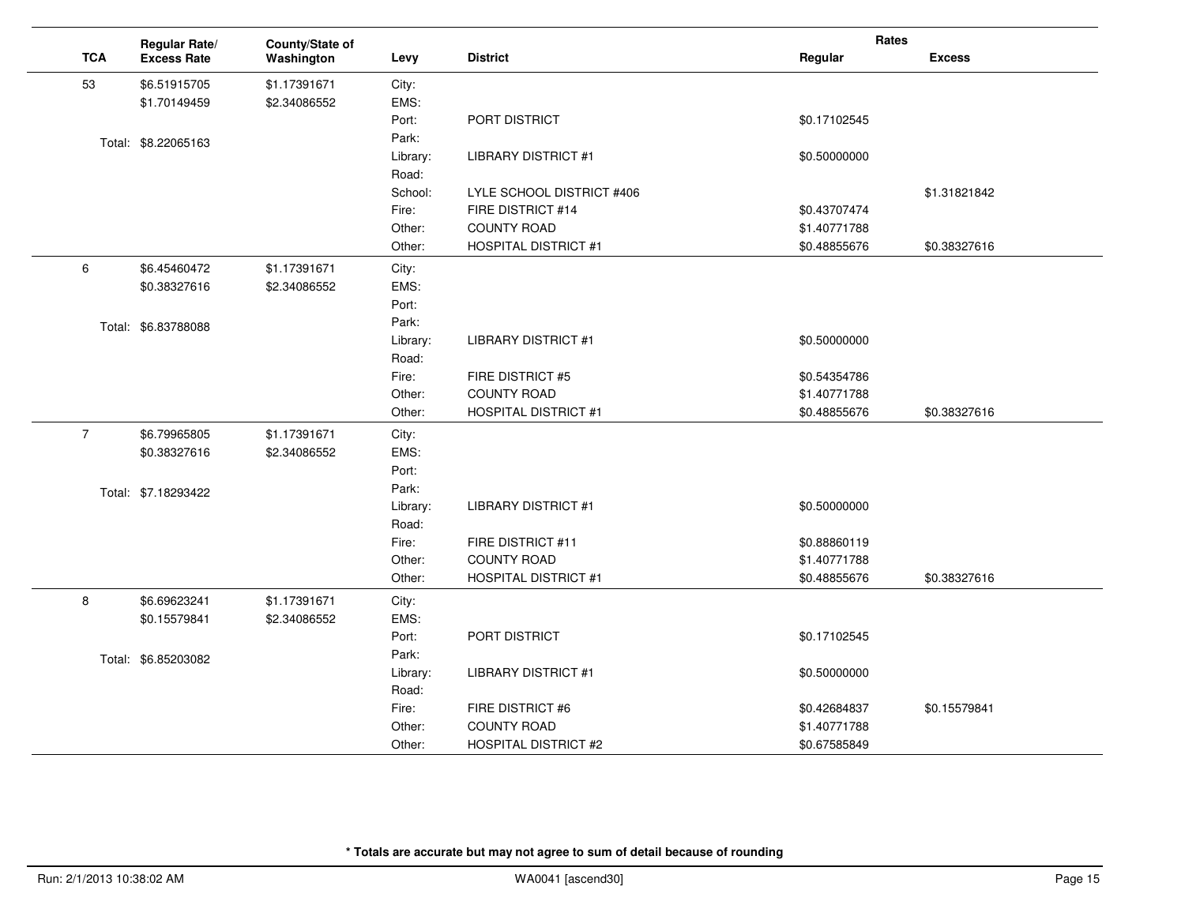| TCA | Regular Rate/ Excess Rate | County/State of Washington | Levy | District | Rates Regular | Excess |
|---|---|---|---|---|---|---|
| 53 | $6.51915705 | $1.17391671 | City: | | | |
| | $1.70149459 | $2.34086552 | EMS: | | | |
| | | | Port: | PORT DISTRICT | $0.17102545 | |
| | Total: $8.22065163 | | Park: | | | |
| | | | Library: | LIBRARY DISTRICT #1 | $0.50000000 | |
| | | | Road: | | | |
| | | | School: | LYLE SCHOOL DISTRICT #406 | | $1.31821842 |
| | | | Fire: | FIRE DISTRICT #14 | $0.43707474 | |
| | | | Other: | COUNTY ROAD | $1.40771788 | |
| | | | Other: | HOSPITAL DISTRICT #1 | $0.48855676 | $0.38327616 |
| 6 | $6.45460472 | $1.17391671 | City: | | | |
| | $0.38327616 | $2.34086552 | EMS: | | | |
| | | | Port: | | | |
| | Total: $6.83788088 | | Park: | | | |
| | | | Library: | LIBRARY DISTRICT #1 | $0.50000000 | |
| | | | Road: | | | |
| | | | Fire: | FIRE DISTRICT #5 | $0.54354786 | |
| | | | Other: | COUNTY ROAD | $1.40771788 | |
| | | | Other: | HOSPITAL DISTRICT #1 | $0.48855676 | $0.38327616 |
| 7 | $6.79965805 | $1.17391671 | City: | | | |
| | $0.38327616 | $2.34086552 | EMS: | | | |
| | | | Port: | | | |
| | Total: $7.18293422 | | Park: | | | |
| | | | Library: | LIBRARY DISTRICT #1 | $0.50000000 | |
| | | | Road: | | | |
| | | | Fire: | FIRE DISTRICT #11 | $0.88860119 | |
| | | | Other: | COUNTY ROAD | $1.40771788 | |
| | | | Other: | HOSPITAL DISTRICT #1 | $0.48855676 | $0.38327616 |
| 8 | $6.69623241 | $1.17391671 | City: | | | |
| | $0.15579841 | $2.34086552 | EMS: | | | |
| | | | Port: | PORT DISTRICT | $0.17102545 | |
| | Total: $6.85203082 | | Park: | | | |
| | | | Library: | LIBRARY DISTRICT #1 | $0.50000000 | |
| | | | Road: | | | |
| | | | Fire: | FIRE DISTRICT #6 | $0.42684837 | $0.15579841 |
| | | | Other: | COUNTY ROAD | $1.40771788 | |
| | | | Other: | HOSPITAL DISTRICT #2 | $0.67585849 | |

**\* Totals are accurate but may not agree to sum of detail because of rounding**

Run: 2/1/2013 10:38:02 AM WA0041 [ascend30]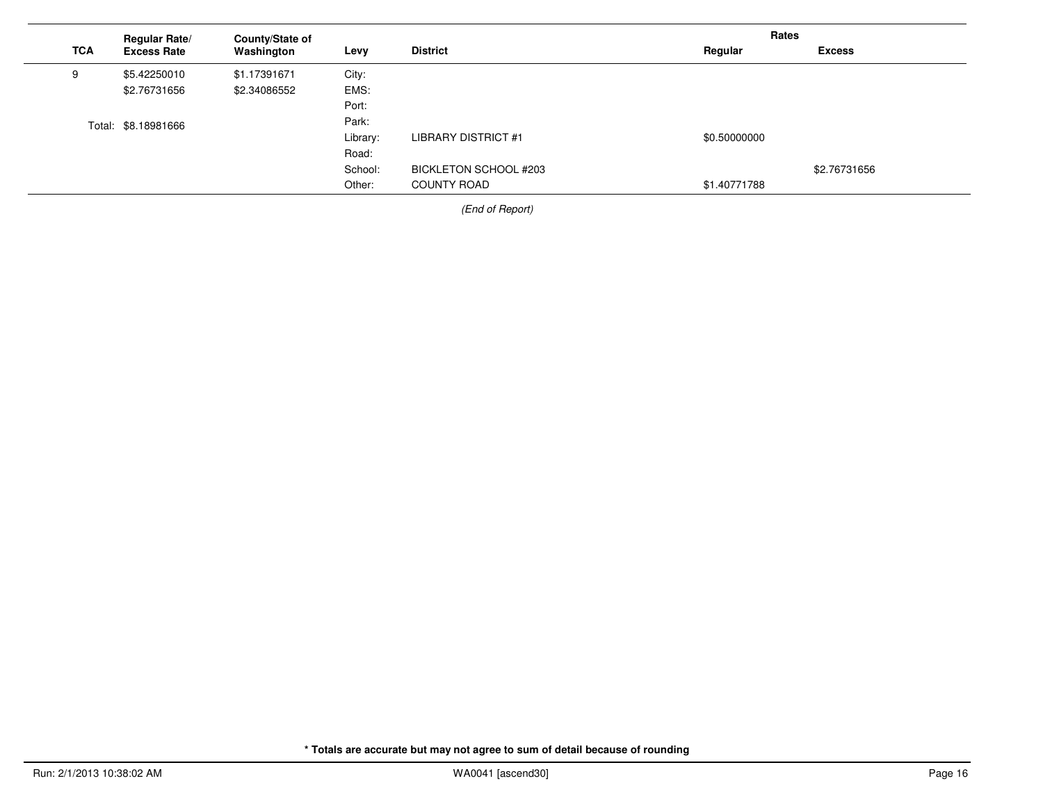| TCA | Regular Rate/ Excess Rate | County/State of Washington | Levy | District | Rates Regular | Rates Excess |
|---|---|---|---|---|---|---|
| 9 | $5.42250010 | $1.17391671 | City: | | | |
| | $2.76731656 | $2.34086552 | EMS: | | | |
| | | | Port: | | | |
| | Total: $8.18981666 | | Park: | | | |
| | | | Library: | LIBRARY DISTRICT #1 | $0.50000000 | |
| | | | Road: | | | |
| | | | School: | BICKLETON SCHOOL #203 | | $2.76731656 |
| | | | Other: | COUNTY ROAD | $1.40771788 | |

*(End of Report)*

**\* Totals are accurate but may not agree to sum of detail because of rounding**

Run: 2/1/2013 10:38:02 AM WA0041 [ascend30]